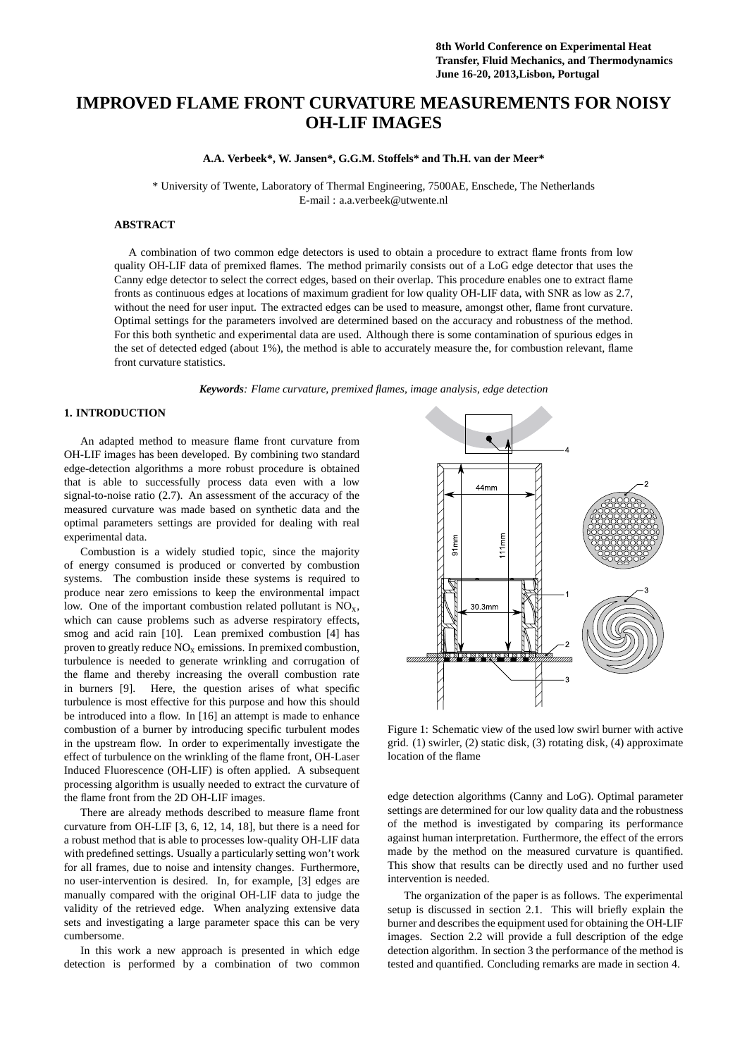# IMPROVED FLAME FRONT CURVATURE MEASUREMENTS FOR NOISY OH-LIF IMAGES

**A.A. Verbeek\*, W. Jansen\*, G.G.M. Stoffels\* and Th.H. van der Meer\***

\* University of Twente, Laboratory of Thermal Engineering, 7500AE, Enschede, The Netherlands
E-mail : a.a.verbeek@utwente.nl

## ABSTRACT

A combination of two common edge detectors is used to obtain a procedure to extract flame fronts from low quality OH-LIF data of premixed flames. The method primarily consists out of a LoG edge detector that uses the Canny edge detector to select the correct edges, based on their overlap. This procedure enables one to extract flame fronts as continuous edges at locations of maximum gradient for low quality OH-LIF data, with SNR as low as 2.7, without the need for user input. The extracted edges can be used to measure, amongst other, flame front curvature. Optimal settings for the parameters involved are determined based on the accuracy and robustness of the method. For this both synthetic and experimental data are used. Although there is some contamination of spurious edges in the set of detected edged (about 1%), the method is able to accurately measure the, for combustion relevant, flame front curvature statistics.

***Keywords**: Flame curvature, premixed flames, image analysis, edge detection*

## 1. INTRODUCTION

An adapted method to measure flame front curvature from OH-LIF images has been developed. By combining two standard edge-detection algorithms a more robust procedure is obtained that is able to successfully process data even with a low signal-to-noise ratio (2.7). An assessment of the accuracy of the measured curvature was made based on synthetic data and the optimal parameters settings are provided for dealing with real experimental data.

Combustion is a widely studied topic, since the majority of energy consumed is produced or converted by combustion systems. The combustion inside these systems is required to produce near zero emissions to keep the environmental impact low. One of the important combustion related pollutant is $NO_x$, which can cause problems such as adverse respiratory effects, smog and acid rain [10]. Lean premixed combustion [4] has proven to greatly reduce $NO_x$ emissions. In premixed combustion, turbulence is needed to generate wrinkling and corrugation of the flame and thereby increasing the overall combustion rate in burners [9]. Here, the question arises of what specific turbulence is most effective for this purpose and how this should be introduced into a flow. In [16] an attempt is made to enhance combustion of a burner by introducing specific turbulent modes in the upstream flow. In order to experimentally investigate the effect of turbulence on the wrinkling of the flame front, OH-Laser Induced Fluorescence (OH-LIF) is often applied. A subsequent processing algorithm is usually needed to extract the curvature of the flame front from the 2D OH-LIF images.

There are already methods described to measure flame front curvature from OH-LIF [3, 6, 12, 14, 18], but there is a need for a robust method that is able to processes low-quality OH-LIF data with predefined settings. Usually a particularly setting won't work for all frames, due to noise and intensity changes. Furthermore, no user-intervention is desired. In, for example, [3] edges are manually compared with the original OH-LIF data to judge the validity of the retrieved edge. When analyzing extensive data sets and investigating a large parameter space this can be very cumbersome.

In this work a new approach is presented in which edge detection is performed by a combination of two common edge detection algorithms (Canny and LoG). Optimal parameter settings are determined for our low quality data and the robustness of the method is investigated by comparing its performance against human interpretation. Furthermore, the effect of the errors made by the method on the measured curvature is quantified. This show that results can be directly used and no further used intervention is needed.

Figure 1: Schematic view of the used low swirl burner with active grid. (1) swirler, (2) static disk, (3) rotating disk, (4) approximate location of the flame

The organization of the paper is as follows. The experimental setup is discussed in section 2.1. This will briefly explain the burner and describes the equipment used for obtaining the OH-LIF images. Section 2.2 will provide a full description of the edge detection algorithm. In section 3 the performance of the method is tested and quantified. Concluding remarks are made in section 4.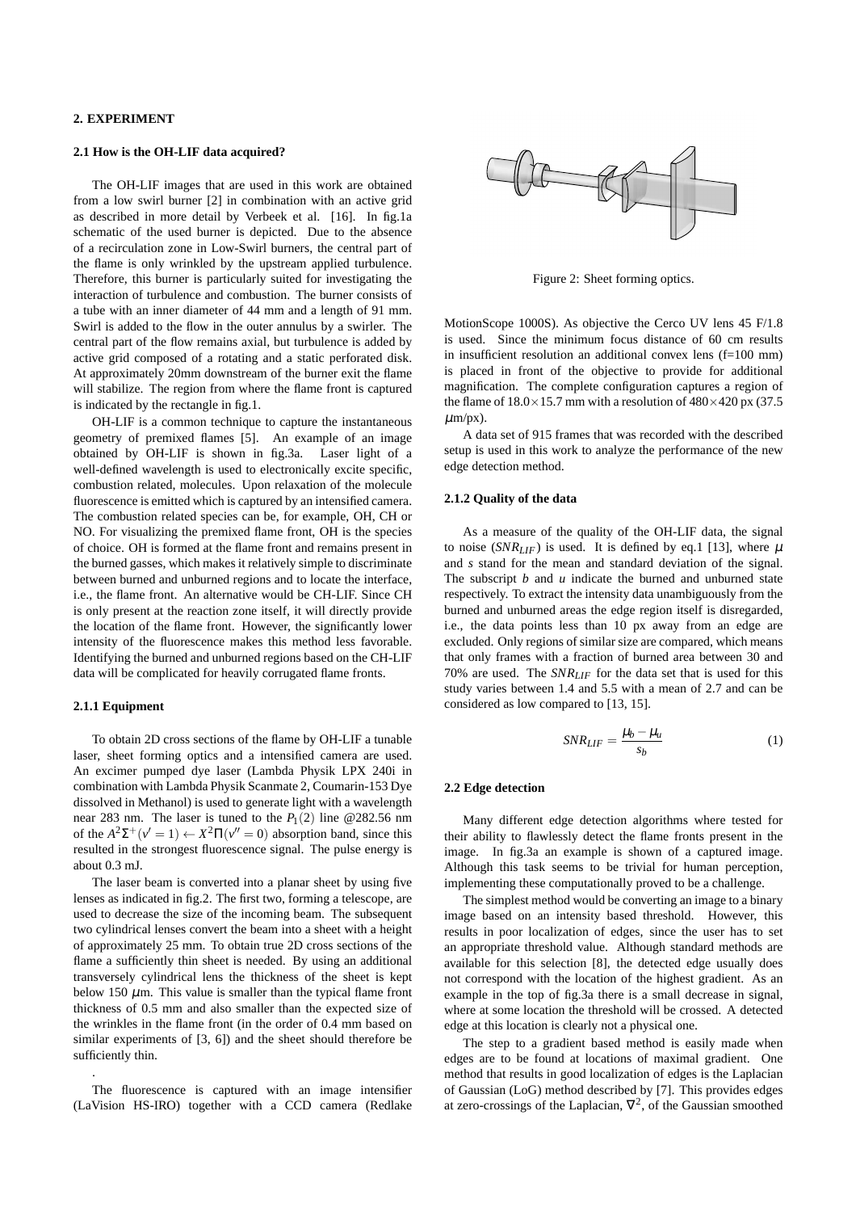## 2. EXPERIMENT

### 2.1 How is the OH-LIF data acquired?

The OH-LIF images that are used in this work are obtained from a low swirl burner [2] in combination with an active grid as described in more detail by Verbeek et al. [16]. In fig.1a schematic of the used burner is depicted. Due to the absence of a recirculation zone in Low-Swirl burners, the central part of the flame is only wrinkled by the upstream applied turbulence. Therefore, this burner is particularly suited for investigating the interaction of turbulence and combustion. The burner consists of a tube with an inner diameter of 44 mm and a length of 91 mm. Swirl is added to the flow in the outer annulus by a swirler. The central part of the flow remains axial, but turbulence is added by active grid composed of a rotating and a static perforated disk. At approximately 20mm downstream of the burner exit the flame will stabilize. The region from where the flame front is captured is indicated by the rectangle in fig.1.

OH-LIF is a common technique to capture the instantaneous geometry of premixed flames [5]. An example of an image obtained by OH-LIF is shown in fig.3a. Laser light of a well-defined wavelength is used to electronically excite specific, combustion related, molecules. Upon relaxation of the molecule fluorescence is emitted which is captured by an intensified camera. The combustion related species can be, for example, OH, CH or NO. For visualizing the premixed flame front, OH is the species of choice. OH is formed at the flame front and remains present in the burned gasses, which makes it relatively simple to discriminate between burned and unburned regions and to locate the interface, i.e., the flame front. An alternative would be CH-LIF. Since CH is only present at the reaction zone itself, it will directly provide the location of the flame front. However, the significantly lower intensity of the fluorescence makes this method less favorable. Identifying the burned and unburned regions based on the CH-LIF data will be complicated for heavily corrugated flame fronts.

#### 2.1.1 Equipment

To obtain 2D cross sections of the flame by OH-LIF a tunable laser, sheet forming optics and a intensified camera are used. An excimer pumped dye laser (Lambda Physik LPX 240i in combination with Lambda Physik Scanmate 2, Coumarin-153 Dye dissolved in Methanol) is used to generate light with a wavelength near 283 nm. The laser is tuned to the $P_1(2)$ line @282.56 nm of the $A^2\Sigma^+(v'=1) \leftarrow X^2\Pi(v''=0)$ absorption band, since this resulted in the strongest fluorescence signal. The pulse energy is about 0.3 mJ.

The laser beam is converted into a planar sheet by using five lenses as indicated in fig.2. The first two, forming a telescope, are used to decrease the size of the incoming beam. The subsequent two cylindrical lenses convert the beam into a sheet with a height of approximately 25 mm. To obtain true 2D cross sections of the flame a sufficiently thin sheet is needed. By using an additional transversely cylindrical lens the thickness of the sheet is kept below 150 $\mu$m. This value is smaller than the typical flame front thickness of 0.5 mm and also smaller than the expected size of the wrinkles in the flame front (in the order of 0.4 mm based on similar experiments of [3, 6]) and the sheet should therefore be sufficiently thin.

.

The fluorescence is captured with an image intensifier (LaVision HS-IRO) together with a CCD camera (Redlake MotionScope 1000S). As objective the Cerco UV lens 45 F/1.8 is used. Since the minimum focus distance of 60 cm results in insufficient resolution an additional convex lens (f=100 mm) is placed in front of the objective to provide for additional magnification. The complete configuration captures a region of the flame of 18.0×15.7 mm with a resolution of 480×420 px (37.5 $\mu$m/px).

Figure 2: Sheet forming optics.

A data set of 915 frames that was recorded with the described setup is used in this work to analyze the performance of the new edge detection method.

#### 2.1.2 Quality of the data

As a measure of the quality of the OH-LIF data, the signal to noise ($SNR_{LIF}$) is used. It is defined by eq.1 [13], where $\mu$ and $s$ stand for the mean and standard deviation of the signal. The subscript $b$ and $u$ indicate the burned and unburned state respectively. To extract the intensity data unambiguously from the burned and unburned areas the edge region itself is disregarded, i.e., the data points less than 10 px away from an edge are excluded. Only regions of similar size are compared, which means that only frames with a fraction of burned area between 30 and 70% are used. The $SNR_{LIF}$ for the data set that is used for this study varies between 1.4 and 5.5 with a mean of 2.7 and can be considered as low compared to [13, 15].

$$SNR_{LIF} = \frac{\mu_b - \mu_u}{s_b} \tag{1}$$

### 2.2 Edge detection

Many different edge detection algorithms where tested for their ability to flawlessly detect the flame fronts present in the image. In fig.3a an example is shown of a captured image. Although this task seems to be trivial for human perception, implementing these computationally proved to be a challenge.

The simplest method would be converting an image to a binary image based on an intensity based threshold. However, this results in poor localization of edges, since the user has to set an appropriate threshold value. Although standard methods are available for this selection [8], the detected edge usually does not correspond with the location of the highest gradient. As an example in the top of fig.3a there is a small decrease in signal, where at some location the threshold will be crossed. A detected edge at this location is clearly not a physical one.

The step to a gradient based method is easily made when edges are to be found at locations of maximal gradient. One method that results in good localization of edges is the Laplacian of Gaussian (LoG) method described by [7]. This provides edges at zero-crossings of the Laplacian, $\nabla^2$, of the Gaussian smoothed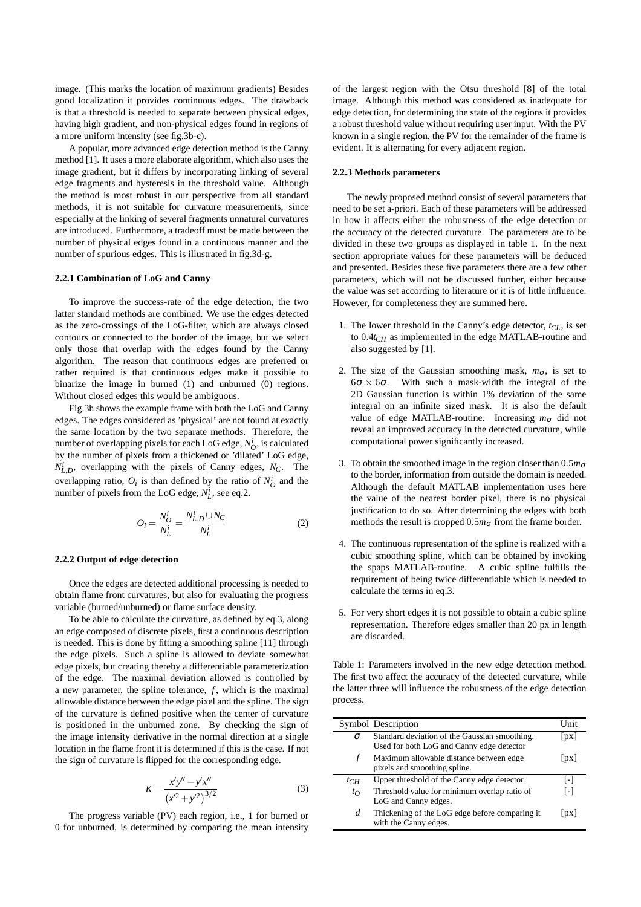image. (This marks the location of maximum gradients) Besides good localization it provides continuous edges. The drawback is that a threshold is needed to separate between physical edges, having high gradient, and non-physical edges found in regions of a more uniform intensity (see fig.3b-c).

A popular, more advanced edge detection method is the Canny method [1]. It uses a more elaborate algorithm, which also uses the image gradient, but it differs by incorporating linking of several edge fragments and hysteresis in the threshold value. Although the method is most robust in our perspective from all standard methods, it is not suitable for curvature measurements, since especially at the linking of several fragments unnatural curvatures are introduced. Furthermore, a tradeoff must be made between the number of physical edges found in a continuous manner and the number of spurious edges. This is illustrated in fig.3d-g.

### 2.2.1 Combination of LoG and Canny

To improve the success-rate of the edge detection, the two latter standard methods are combined. We use the edges detected as the zero-crossings of the LoG-filter, which are always closed contours or connected to the border of the image, but we select only those that overlap with the edges found by the Canny algorithm. The reason that continuous edges are preferred or rather required is that continuous edges make it possible to binarize the image in burned (1) and unburned (0) regions. Without closed edges this would be ambiguous.

Fig.3h shows the example frame with both the LoG and Canny edges. The edges considered as 'physical' are not found at exactly the same location by the two separate methods. Therefore, the number of overlapping pixels for each LoG edge, $N_O^i$, is calculated by the number of pixels from a thickened or 'dilated' LoG edge, $N_{L,D}^i$, overlapping with the pixels of Canny edges, $N_C$. The overlapping ratio, $O_i$ is than defined by the ratio of $N_O^i$ and the number of pixels from the LoG edge, $N_L^i$, see eq.2.

$$O_i = \frac{N_O^i}{N_L^i} = \frac{N_{L,D}^i \cup N_C}{N_L^i} \tag{2}$$

### 2.2.2 Output of edge detection

Once the edges are detected additional processing is needed to obtain flame front curvatures, but also for evaluating the progress variable (burned/unburned) or flame surface density.

To be able to calculate the curvature, as defined by eq.3, along an edge composed of discrete pixels, first a continuous description is needed. This is done by fitting a smoothing spline [11] through the edge pixels. Such a spline is allowed to deviate somewhat edge pixels, but creating thereby a differentiable parameterization of the edge. The maximal deviation allowed is controlled by a new parameter, the spline tolerance, $f$, which is the maximal allowable distance between the edge pixel and the spline. The sign of the curvature is defined positive when the center of curvature is positioned in the unburned zone. By checking the sign of the image intensity derivative in the normal direction at a single location in the flame front it is determined if this is the case. If not the sign of curvature is flipped for the corresponding edge.

$$\kappa = \frac{x'y'' - y'x''}{\left(x'^2 + y'^2\right)^{3/2}} \tag{3}$$

The progress variable (PV) each region, i.e., 1 for burned or 0 for unburned, is determined by comparing the mean intensity of the largest region with the Otsu threshold [8] of the total image. Although this method was considered as inadequate for edge detection, for determining the state of the regions it provides a robust threshold value without requiring user input. With the PV known in a single region, the PV for the remainder of the frame is evident. It is alternating for every adjacent region.

### 2.2.3 Methods parameters

The newly proposed method consist of several parameters that need to be set a-priori. Each of these parameters will be addressed in how it affects either the robustness of the edge detection or the accuracy of the detected curvature. The parameters are to be divided in these two groups as displayed in table 1. In the next section appropriate values for these parameters will be deduced and presented. Besides these five parameters there are a few other parameters, which will not be discussed further, either because the value was set according to literature or it is of little influence. However, for completeness they are summed here.

1. The lower threshold in the Canny's edge detector, $t_{CL}$, is set to $0.4t_{CH}$ as implemented in the edge MATLAB-routine and also suggested by [1].

2. The size of the Gaussian smoothing mask, $m_\sigma$, is set to $6\sigma \times 6\sigma$. With such a mask-width the integral of the 2D Gaussian function is within 1% deviation of the same integral on an infinite sized mask. It is also the default value of edge MATLAB-routine. Increasing $m_\sigma$ did not reveal an improved accuracy in the detected curvature, while computational power significantly increased.

3. To obtain the smoothed image in the region closer than $0.5m_\sigma$ to the border, information from outside the domain is needed. Although the default MATLAB implementation uses here the value of the nearest border pixel, there is no physical justification to do so. After determining the edges with both methods the result is cropped $0.5m_\sigma$ from the frame border.

4. The continuous representation of the spline is realized with a cubic smoothing spline, which can be obtained by invoking the spaps MATLAB-routine. A cubic spline fulfills the requirement of being twice differentiable which is needed to calculate the terms in eq.3.

5. For very short edges it is not possible to obtain a cubic spline representation. Therefore edges smaller than 20 px in length are discarded.

Table 1: Parameters involved in the new edge detection method. The first two affect the accuracy of the detected curvature, while the latter three will influence the robustness of the edge detection process.

| Symbol | Description | Unit |
| --- | --- | --- |
| $\sigma$ | Standard deviation of the Gaussian smoothing. Used for both LoG and Canny edge detector | [px] |
| $f$ | Maximum allowable distance between edge pixels and smoothing spline. | [px] |
| $t_{CH}$ | Upper threshold of the Canny edge detector. | [-] |
| $t_O$ | Threshold value for minimum overlap ratio of LoG and Canny edges. | [-] |
| $d$ | Thickening of the LoG edge before comparing it with the Canny edges. | [px] |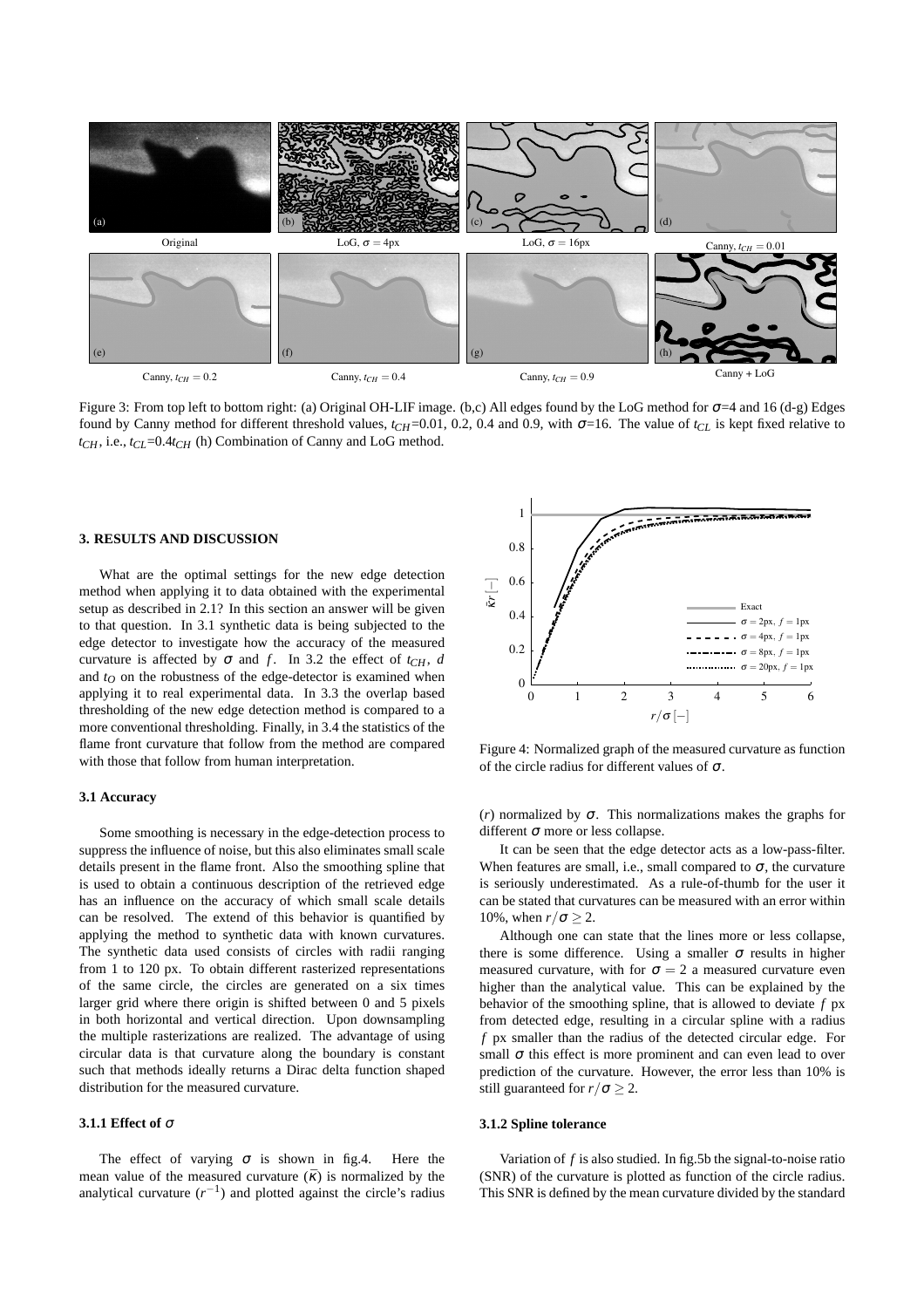Figure 3: From top left to bottom right: (a) Original OH-LIF image. (b,c) All edges found by the LoG method for $\sigma$=4 and 16 (d-g) Edges found by Canny method for different threshold values, $t_{CH}$=0.01, 0.2, 0.4 and 0.9, with $\sigma$=16. The value of $t_{CL}$ is kept fixed relative to $t_{CH}$, i.e., $t_{CL}$=0.4$t_{CH}$ (h) Combination of Canny and LoG method.

## 3. RESULTS AND DISCUSSION

What are the optimal settings for the new edge detection method when applying it to data obtained with the experimental setup as described in 2.1? In this section an answer will be given to that question. In 3.1 synthetic data is being subjected to the edge detector to investigate how the accuracy of the measured curvature is affected by $\sigma$ and $f$. In 3.2 the effect of $t_{CH}$, $d$ and $t_O$ on the robustness of the edge-detector is examined when applying it to real experimental data. In 3.3 the overlap based thresholding of the new edge detection method is compared to a more conventional thresholding. Finally, in 3.4 the statistics of the flame front curvature that follow from the method are compared with those that follow from human interpretation.

### 3.1 Accuracy

Some smoothing is necessary in the edge-detection process to suppress the influence of noise, but this also eliminates small scale details present in the flame front. Also the smoothing spline that is used to obtain a continuous description of the retrieved edge has an influence on the accuracy of which small scale details can be resolved. The extend of this behavior is quantified by applying the method to synthetic data with known curvatures. The synthetic data used consists of circles with radii ranging from 1 to 120 px. To obtain different rasterized representations of the same circle, the circles are generated on a six times larger grid where there origin is shifted between 0 and 5 pixels in both horizontal and vertical direction. Upon downsampling the multiple rasterizations are realized. The advantage of using circular data is that curvature along the boundary is constant such that methods ideally returns a Dirac delta function shaped distribution for the measured curvature.

#### 3.1.1 Effect of $\sigma$

The effect of varying $\sigma$ is shown in fig.4. Here the mean value of the measured curvature ($\bar{\kappa}$) is normalized by the analytical curvature ($r^{-1}$) and plotted against the circle's radius ($r$) normalized by $\sigma$. This normalizations makes the graphs for different $\sigma$ more or less collapse.

Figure 4: Normalized graph of the measured curvature as function of the circle radius for different values of $\sigma$.

It can be seen that the edge detector acts as a low-pass-filter. When features are small, i.e., small compared to $\sigma$, the curvature is seriously underestimated. As a rule-of-thumb for the user it can be stated that curvatures can be measured with an error within 10%, when $r/\sigma \geq 2$.

Although one can state that the lines more or less collapse, there is some difference. Using a smaller $\sigma$ results in higher measured curvature, with for $\sigma = 2$ a measured curvature even higher than the analytical value. This can be explained by the behavior of the smoothing spline, that is allowed to deviate $f$ px from detected edge, resulting in a circular spline with a radius $f$ px smaller than the radius of the detected circular edge. For small $\sigma$ this effect is more prominent and can even lead to over prediction of the curvature. However, the error less than 10% is still guaranteed for $r/\sigma \geq 2$.

#### 3.1.2 Spline tolerance

Variation of $f$ is also studied. In fig.5b the signal-to-noise ratio (SNR) of the curvature is plotted as function of the circle radius. This SNR is defined by the mean curvature divided by the standard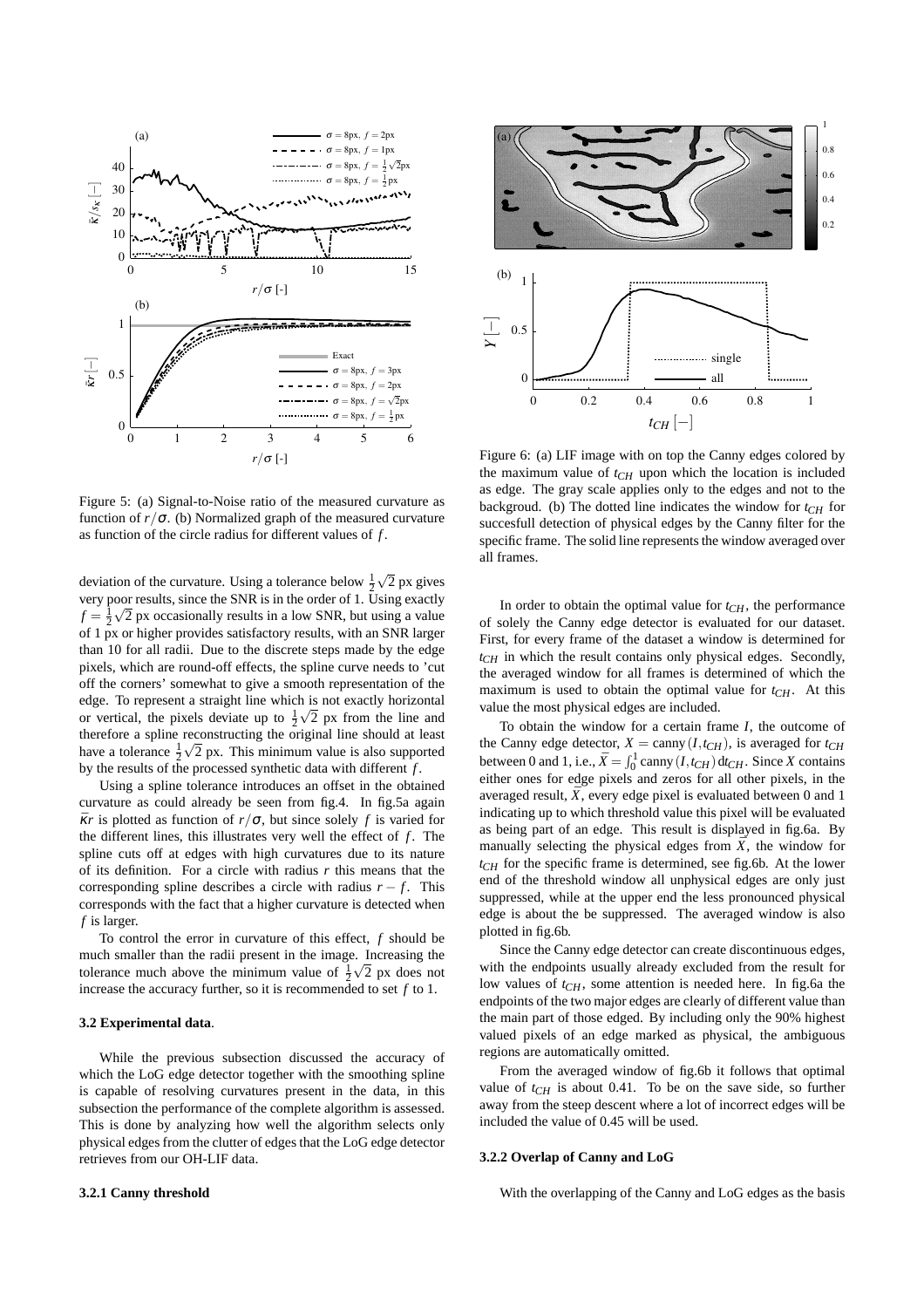Figure 5: (a) Signal-to-Noise ratio of the measured curvature as function of $r/\sigma$. (b) Normalized graph of the measured curvature as function of the circle radius for different values of $f$.

deviation of the curvature. Using a tolerance below $\frac{1}{2}\sqrt{2}$ px gives very poor results, since the SNR is in the order of 1. Using exactly $f = \frac{1}{2}\sqrt{2}$ px occasionally results in a low SNR, but using a value of 1 px or higher provides satisfactory results, with an SNR larger than 10 for all radii. Due to the discrete steps made by the edge pixels, which are round-off effects, the spline curve needs to 'cut off the corners' somewhat to give a smooth representation of the edge. To represent a straight line which is not exactly horizontal or vertical, the pixels deviate up to $\frac{1}{2}\sqrt{2}$ px from the line and therefore a spline reconstructing the original line should at least have a tolerance $\frac{1}{2}\sqrt{2}$ px. This minimum value is also supported by the results of the processed synthetic data with different $f$.

Using a spline tolerance introduces an offset in the obtained curvature as could already be seen from fig.4. In fig.5a again $\bar{\kappa}r$ is plotted as function of $r/\sigma$, but since solely $f$ is varied for the different lines, this illustrates very well the effect of $f$. The spline cuts off at edges with high curvatures due to its nature of its definition. For a circle with radius $r$ this means that the corresponding spline describes a circle with radius $r - f$. This corresponds with the fact that a higher curvature is detected when $f$ is larger.

To control the error in curvature of this effect, $f$ should be much smaller than the radii present in the image. Increasing the tolerance much above the minimum value of $\frac{1}{2}\sqrt{2}$ px does not increase the accuracy further, so it is recommended to set $f$ to 1.

### 3.2 Experimental data.

While the previous subsection discussed the accuracy of which the LoG edge detector together with the smoothing spline is capable of resolving curvatures present in the data, in this subsection the performance of the complete algorithm is assessed. This is done by analyzing how well the algorithm selects only physical edges from the clutter of edges that the LoG edge detector retrieves from our OH-LIF data.

#### 3.2.1 Canny threshold

Figure 6: (a) LIF image with on top the Canny edges colored by the maximum value of $t_{CH}$ upon which the location is included as edge. The gray scale applies only to the edges and not to the backgroud. (b) The dotted line indicates the window for $t_{CH}$ for succesfull detection of physical edges by the Canny filter for the specific frame. The solid line represents the window averaged over all frames.

In order to obtain the optimal value for $t_{CH}$, the performance of solely the Canny edge detector is evaluated for our dataset. First, for every frame of the dataset a window is determined for $t_{CH}$ in which the result contains only physical edges. Secondly, the averaged window for all frames is determined of which the maximum is used to obtain the optimal value for $t_{CH}$. At this value the most physical edges are included.

To obtain the window for a certain frame $I$, the outcome of the Canny edge detector, $X = \text{canny}(I, t_{CH})$, is averaged for $t_{CH}$ between 0 and 1, i.e., $\bar{X} = \int_0^1 \text{canny}(I, t_{CH})\,\mathrm{d}t_{CH}$. Since $X$ contains either ones for edge pixels and zeros for all other pixels, in the averaged result, $\bar{X}$, every edge pixel is evaluated between 0 and 1 indicating up to which threshold value this pixel will be evaluated as being part of an edge. This result is displayed in fig.6a. By manually selecting the physical edges from $\bar{X}$, the window for $t_{CH}$ for the specific frame is determined, see fig.6b. At the lower end of the threshold window all unphysical edges are only just suppressed, while at the upper end the less pronounced physical edge is about the be suppressed. The averaged window is also plotted in fig.6b.

Since the Canny edge detector can create discontinuous edges, with the endpoints usually already excluded from the result for low values of $t_{CH}$, some attention is needed here. In fig.6a the endpoints of the two major edges are clearly of different value than the main part of those edged. By including only the 90% highest valued pixels of an edge marked as physical, the ambiguous regions are automatically omitted.

From the averaged window of fig.6b it follows that optimal value of $t_{CH}$ is about 0.41. To be on the save side, so further away from the steep descent where a lot of incorrect edges will be included the value of 0.45 will be used.

#### 3.2.2 Overlap of Canny and LoG

With the overlapping of the Canny and LoG edges as the basis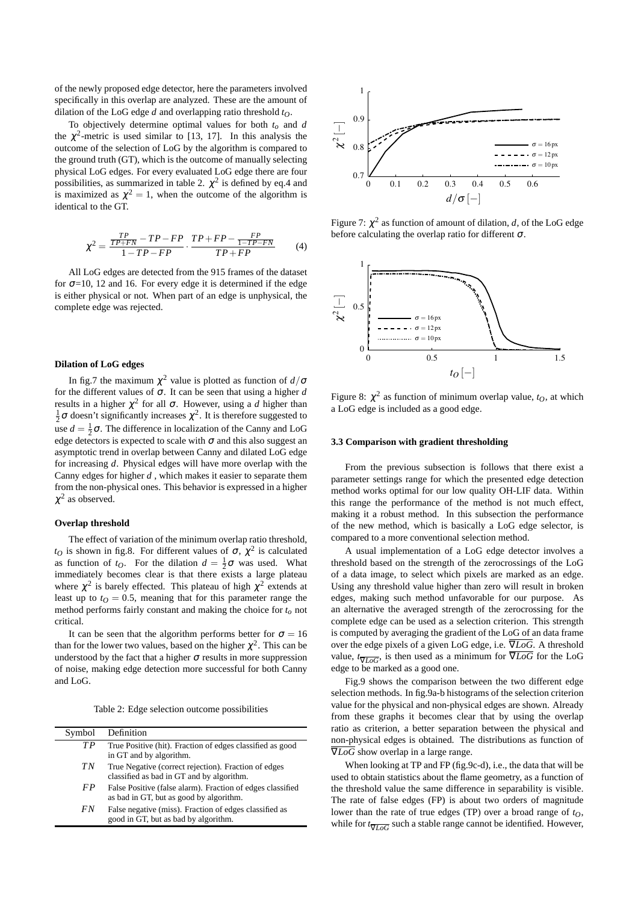of the newly proposed edge detector, here the parameters involved specifically in this overlap are analyzed. These are the amount of dilation of the LoG edge $d$ and overlapping ratio threshold $t_O$.

To objectively determine optimal values for both $t_o$ and $d$ the $\chi^2$-metric is used similar to [13, 17]. In this analysis the outcome of the selection of LoG by the algorithm is compared to the ground truth (GT), which is the outcome of manually selecting physical LoG edges. For every evaluated LoG edge there are four possibilities, as summarized in table 2. $\chi^2$ is defined by eq.4 and is maximized as $\chi^2 = 1$, when the outcome of the algorithm is identical to the GT.

$$\chi^2 = \frac{\frac{TP}{TP+FN} - TP - FP}{1 - TP - FP} \cdot \frac{TP + FP - \frac{FP}{1-TP-FN}}{TP + FP} \qquad (4)$$

All LoG edges are detected from the 915 frames of the dataset for $\sigma$=10, 12 and 16. For every edge it is determined if the edge is either physical or not. When part of an edge is unphysical, the complete edge was rejected.

#### Dilation of LoG edges

In fig.7 the maximum $\chi^2$ value is plotted as function of $d/\sigma$ for the different values of $\sigma$. It can be seen that using a higher $d$ results in a higher $\chi^2$ for all $\sigma$. However, using a $d$ higher than $\frac{1}{2}\sigma$ doesn't significantly increases $\chi^2$. It is therefore suggested to use $d = \frac{1}{2}\sigma$. The difference in localization of the Canny and LoG edge detectors is expected to scale with $\sigma$ and this also suggest an asymptotic trend in overlap between Canny and dilated LoG edge for increasing $d$. Physical edges will have more overlap with the Canny edges for higher $d$ , which makes it easier to separate them from the non-physical ones. This behavior is expressed in a higher $\chi^2$ as observed.

#### Overlap threshold

The effect of variation of the minimum overlap ratio threshold, $t_O$ is shown in fig.8. For different values of $\sigma$, $\chi^2$ is calculated as function of $t_O$. For the dilation $d = \frac{1}{2}\sigma$ was used. What immediately becomes clear is that there exists a large plateau where $\chi^2$ is barely effected. This plateau of high $\chi^2$ extends at least up to $t_O = 0.5$, meaning that for this parameter range the method performs fairly constant and making the choice for $t_o$ not critical.

It can be seen that the algorithm performs better for $\sigma = 16$ than for the lower two values, based on the higher $\chi^2$. This can be understood by the fact that a higher $\sigma$ results in more suppression of noise, making edge detection more successful for both Canny and LoG.

Table 2: Edge selection outcome possibilities

| Symbol | Definition |
|---|---|
| $TP$ | True Positive (hit). Fraction of edges classified as good in GT and by algorithm. |
| $TN$ | True Negative (correct rejection). Fraction of edges classified as bad in GT and by algorithm. |
| $FP$ | False Positive (false alarm). Fraction of edges classified as bad in GT, but as good by algorithm. |
| $FN$ | False negative (miss). Fraction of edges classified as good in GT, but as bad by algorithm. |

Figure 7: $\chi^2$ as function of amount of dilation, $d$, of the LoG edge before calculating the overlap ratio for different $\sigma$.

Figure 8: $\chi^2$ as function of minimum overlap value, $t_O$, at which a LoG edge is included as a good edge.

### 3.3 Comparison with gradient thresholding

From the previous subsection is follows that there exist a parameter settings range for which the presented edge detection method works optimal for our low quality OH-LIF data. Within this range the performance of the method is not much effect, making it a robust method. In this subsection the performance of the new method, which is basically a LoG edge selector, is compared to a more conventional selection method.

A usual implementation of a LoG edge detector involves a threshold based on the strength of the zerocrossings of the LoG of a data image, to select which pixels are marked as an edge. Using any threshold value higher than zero will result in broken edges, making such method unfavorable for our purpose. As an alternative the averaged strength of the zerocrossing for the complete edge can be used as a selection criterion. This strength is computed by averaging the gradient of the LoG of an data frame over the edge pixels of a given LoG edge, i.e. $\overline{\nabla LoG}$. A threshold value, $t_{\overline{\nabla LoG}}$, is then used as a minimum for $\overline{\nabla LoG}$ for the LoG edge to be marked as a good one.

Fig.9 shows the comparison between the two different edge selection methods. In fig.9a-b histograms of the selection criterion value for the physical and non-physical edges are shown. Already from these graphs it becomes clear that by using the overlap ratio as criterion, a better separation between the physical and non-physical edges is obtained. The distributions as function of $\overline{\nabla LoG}$ show overlap in a large range.

When looking at TP and FP (fig.9c-d), i.e., the data that will be used to obtain statistics about the flame geometry, as a function of the threshold value the same difference in separability is visible. The rate of false edges (FP) is about two orders of magnitude lower than the rate of true edges (TP) over a broad range of $t_O$, while for $t_{\overline{\nabla LoG}}$ such a stable range cannot be identified. However,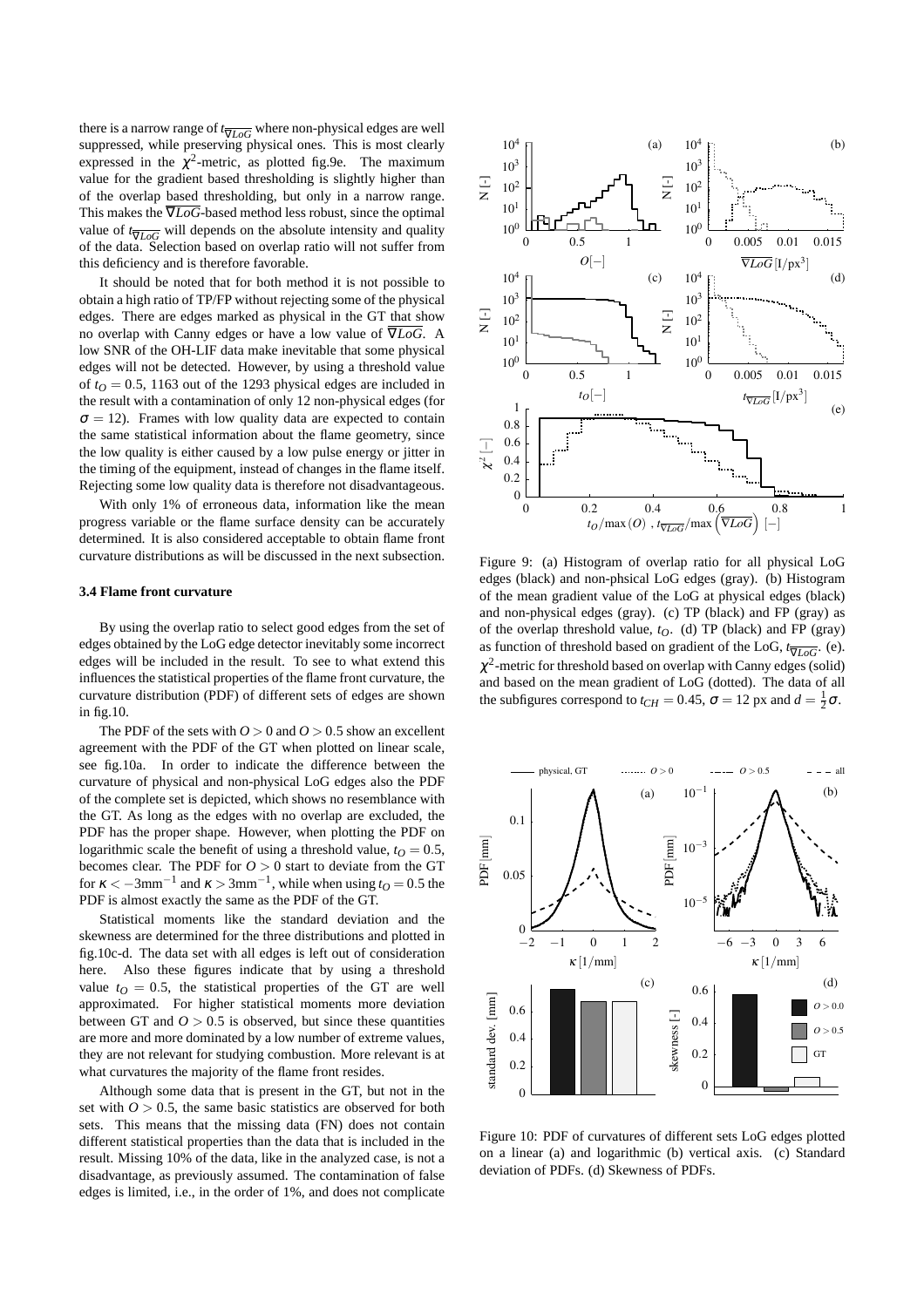there is a narrow range of $t_{\overline{\nabla LoG}}$ where non-physical edges are well suppressed, while preserving physical ones. This is most clearly expressed in the $\chi^2$-metric, as plotted fig.9e. The maximum value for the gradient based thresholding is slightly higher than of the overlap based thresholding, but only in a narrow range. This makes the $\overline{\nabla LoG}$-based method less robust, since the optimal value of $t_{\overline{\nabla LoG}}$ will depends on the absolute intensity and quality of the data. Selection based on overlap ratio will not suffer from this deficiency and is therefore favorable.

It should be noted that for both method it is not possible to obtain a high ratio of TP/FP without rejecting some of the physical edges. There are edges marked as physical in the GT that show no overlap with Canny edges or have a low value of $\overline{\nabla LoG}$. A low SNR of the OH-LIF data make inevitable that some physical edges will not be detected. However, by using a threshold value of $t_O = 0.5$, 1163 out of the 1293 physical edges are included in the result with a contamination of only 12 non-physical edges (for $\sigma = 12$). Frames with low quality data are expected to contain the same statistical information about the flame geometry, since the low quality is either caused by a low pulse energy or jitter in the timing of the equipment, instead of changes in the flame itself. Rejecting some low quality data is therefore not disadvantageous.

With only 1% of erroneous data, information like the mean progress variable or the flame surface density can be accurately determined. It is also considered acceptable to obtain flame front curvature distributions as will be discussed in the next subsection.

### 3.4 Flame front curvature

By using the overlap ratio to select good edges from the set of edges obtained by the LoG edge detector inevitably some incorrect edges will be included in the result. To see to what extend this influences the statistical properties of the flame front curvature, the curvature distribution (PDF) of different sets of edges are shown in fig.10.

The PDF of the sets with $O > 0$ and $O > 0.5$ show an excellent agreement with the PDF of the GT when plotted on linear scale, see fig.10a. In order to indicate the difference between the curvature of physical and non-physical LoG edges also the PDF of the complete set is depicted, which shows no resemblance with the GT. As long as the edges with no overlap are excluded, the PDF has the proper shape. However, when plotting the PDF on logarithmic scale the benefit of using a threshold value, $t_O = 0.5$, becomes clear. The PDF for $O > 0$ start to deviate from the GT for $\kappa < -3\text{mm}^{-1}$ and $\kappa > 3\text{mm}^{-1}$, while when using $t_O = 0.5$ the PDF is almost exactly the same as the PDF of the GT.

Statistical moments like the standard deviation and the skewness are determined for the three distributions and plotted in fig.10c-d. The data set with all edges is left out of consideration here. Also these figures indicate that by using a threshold value $t_O = 0.5$, the statistical properties of the GT are well approximated. For higher statistical moments more deviation between GT and $O > 0.5$ is observed, but since these quantities are more and more dominated by a low number of extreme values, they are not relevant for studying combustion. More relevant is at what curvatures the majority of the flame front resides.

Although some data that is present in the GT, but not in the set with $O > 0.5$, the same basic statistics are observed for both sets. This means that the missing data (FN) does not contain different statistical properties than the data that is included in the result. Missing 10% of the data, like in the analyzed case, is not a disadvantage, as previously assumed. The contamination of false edges is limited, i.e., in the order of 1%, and does not complicate

Figure 9: (a) Histogram of overlap ratio for all physical LoG edges (black) and non-phsical LoG edges (gray). (b) Histogram of the mean gradient value of the LoG at physical edges (black) and non-physical edges (gray). (c) TP (black) and FP (gray) as of the overlap threshold value, $t_O$. (d) TP (black) and FP (gray) as function of threshold based on gradient of the LoG, $t_{\overline{\nabla LoG}}$. (e). $\chi^2$-metric for threshold based on overlap with Canny edges (solid) and based on the mean gradient of LoG (dotted). The data of all the subfigures correspond to $t_{CH} = 0.45$, $\sigma = 12$ px and $d = \frac{1}{2}\sigma$.

Figure 10: PDF of curvatures of different sets LoG edges plotted on a linear (a) and logarithmic (b) vertical axis. (c) Standard deviation of PDFs. (d) Skewness of PDFs.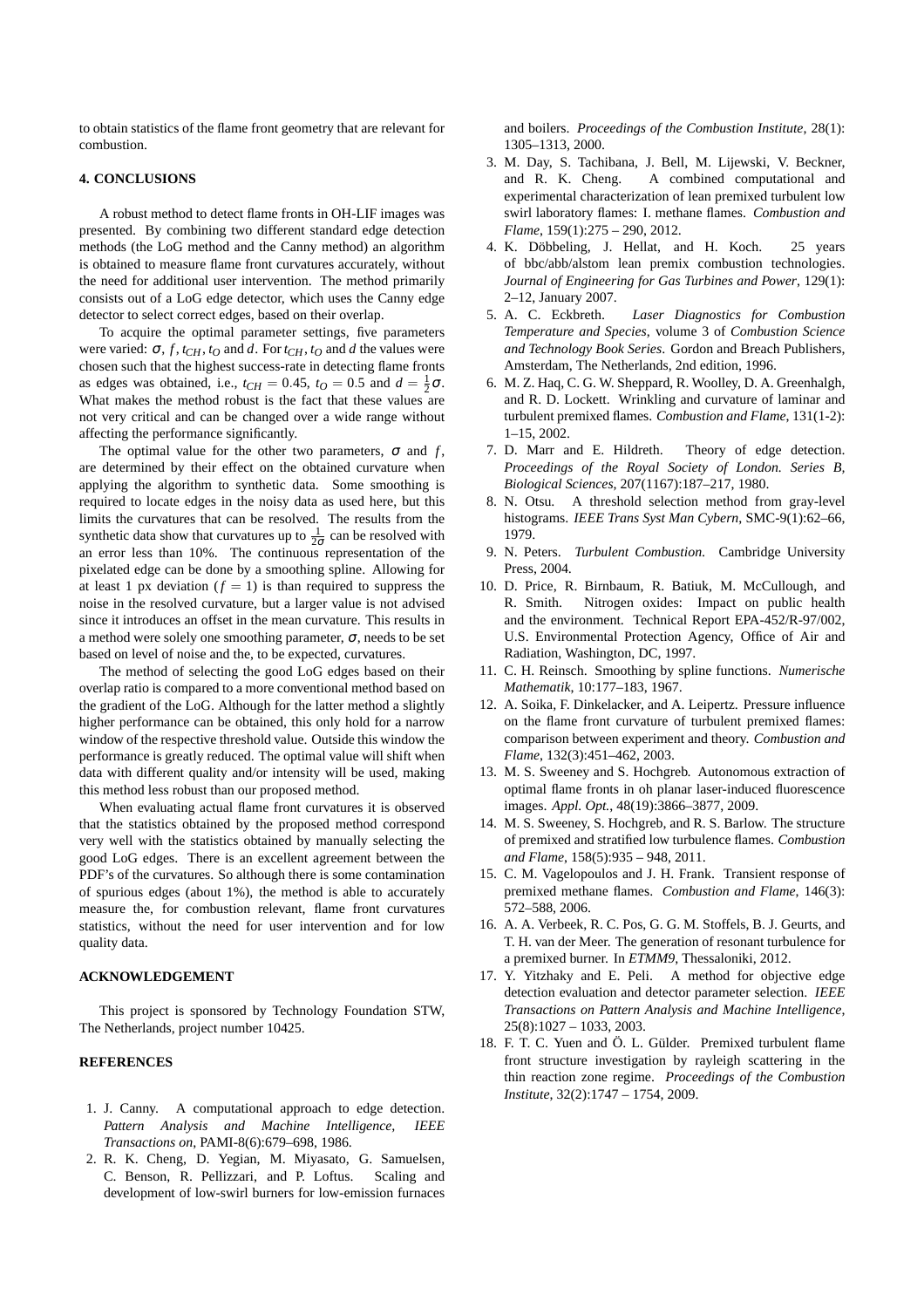to obtain statistics of the flame front geometry that are relevant for combustion.

## 4. CONCLUSIONS

A robust method to detect flame fronts in OH-LIF images was presented. By combining two different standard edge detection methods (the LoG method and the Canny method) an algorithm is obtained to measure flame front curvatures accurately, without the need for additional user intervention. The method primarily consists out of a LoG edge detector, which uses the Canny edge detector to select correct edges, based on their overlap.

To acquire the optimal parameter settings, five parameters were varied: $\sigma$, $f$, $t_{CH}$, $t_O$ and $d$. For $t_{CH}$, $t_O$ and $d$ the values were chosen such that the highest success-rate in detecting flame fronts as edges was obtained, i.e., $t_{CH} = 0.45$, $t_O = 0.5$ and $d = \frac{1}{2}\sigma$. What makes the method robust is the fact that these values are not very critical and can be changed over a wide range without affecting the performance significantly.

The optimal value for the other two parameters, $\sigma$ and $f$, are determined by their effect on the obtained curvature when applying the algorithm to synthetic data. Some smoothing is required to locate edges in the noisy data as used here, but this limits the curvatures that can be resolved. The results from the synthetic data show that curvatures up to $\frac{1}{2\sigma}$ can be resolved with an error less than 10%. The continuous representation of the pixelated edge can be done by a smoothing spline. Allowing for at least 1 px deviation ($f = 1$) is than required to suppress the noise in the resolved curvature, but a larger value is not advised since it introduces an offset in the mean curvature. This results in a method were solely one smoothing parameter, $\sigma$, needs to be set based on level of noise and the, to be expected, curvatures.

The method of selecting the good LoG edges based on their overlap ratio is compared to a more conventional method based on the gradient of the LoG. Although for the latter method a slightly higher performance can be obtained, this only hold for a narrow window of the respective threshold value. Outside this window the performance is greatly reduced. The optimal value will shift when data with different quality and/or intensity will be used, making this method less robust than our proposed method.

When evaluating actual flame front curvatures it is observed that the statistics obtained by the proposed method correspond very well with the statistics obtained by manually selecting the good LoG edges. There is an excellent agreement between the PDF's of the curvatures. So although there is some contamination of spurious edges (about 1%), the method is able to accurately measure the, for combustion relevant, flame front curvatures statistics, without the need for user intervention and for low quality data.

## ACKNOWLEDGEMENT

This project is sponsored by Technology Foundation STW, The Netherlands, project number 10425.

## REFERENCES

1. J. Canny. A computational approach to edge detection. *Pattern Analysis and Machine Intelligence, IEEE Transactions on*, PAMI-8(6):679–698, 1986.
2. R. K. Cheng, D. Yegian, M. Miyasato, G. Samuelsen, C. Benson, R. Pellizzari, and P. Loftus. Scaling and development of low-swirl burners for low-emission furnaces and boilers. *Proceedings of the Combustion Institute*, 28(1): 1305–1313, 2000.
3. M. Day, S. Tachibana, J. Bell, M. Lijewski, V. Beckner, and R. K. Cheng. A combined computational and experimental characterization of lean premixed turbulent low swirl laboratory flames: I. methane flames. *Combustion and Flame*, 159(1):275 – 290, 2012.
4. K. Döbbeling, J. Hellat, and H. Koch. 25 years of bbc/abb/alstom lean premix combustion technologies. *Journal of Engineering for Gas Turbines and Power*, 129(1): 2–12, January 2007.
5. A. C. Eckbreth. *Laser Diagnostics for Combustion Temperature and Species*, volume 3 of *Combustion Science and Technology Book Series*. Gordon and Breach Publishers, Amsterdam, The Netherlands, 2nd edition, 1996.
6. M. Z. Haq, C. G. W. Sheppard, R. Woolley, D. A. Greenhalgh, and R. D. Lockett. Wrinkling and curvature of laminar and turbulent premixed flames. *Combustion and Flame*, 131(1-2): 1–15, 2002.
7. D. Marr and E. Hildreth. Theory of edge detection. *Proceedings of the Royal Society of London. Series B, Biological Sciences*, 207(1167):187–217, 1980.
8. N. Otsu. A threshold selection method from gray-level histograms. *IEEE Trans Syst Man Cybern*, SMC-9(1):62–66, 1979.
9. N. Peters. *Turbulent Combustion*. Cambridge University Press, 2004.
10. D. Price, R. Birnbaum, R. Batiuk, M. McCullough, and R. Smith. Nitrogen oxides: Impact on public health and the environment. Technical Report EPA-452/R-97/002, U.S. Environmental Protection Agency, Office of Air and Radiation, Washington, DC, 1997.
11. C. H. Reinsch. Smoothing by spline functions. *Numerische Mathematik*, 10:177–183, 1967.
12. A. Soika, F. Dinkelacker, and A. Leipertz. Pressure influence on the flame front curvature of turbulent premixed flames: comparison between experiment and theory. *Combustion and Flame*, 132(3):451–462, 2003.
13. M. S. Sweeney and S. Hochgreb. Autonomous extraction of optimal flame fronts in oh planar laser-induced fluorescence images. *Appl. Opt.*, 48(19):3866–3877, 2009.
14. M. S. Sweeney, S. Hochgreb, and R. S. Barlow. The structure of premixed and stratified low turbulence flames. *Combustion and Flame*, 158(5):935 – 948, 2011.
15. C. M. Vagelopoulos and J. H. Frank. Transient response of premixed methane flames. *Combustion and Flame*, 146(3): 572–588, 2006.
16. A. A. Verbeek, R. C. Pos, G. G. M. Stoffels, B. J. Geurts, and T. H. van der Meer. The generation of resonant turbulence for a premixed burner. In *ETMM9*, Thessaloniki, 2012.
17. Y. Yitzhaky and E. Peli. A method for objective edge detection evaluation and detector parameter selection. *IEEE Transactions on Pattern Analysis and Machine Intelligence*, 25(8):1027 – 1033, 2003.
18. F. T. C. Yuen and Ö. L. Gülder. Premixed turbulent flame front structure investigation by rayleigh scattering in the thin reaction zone regime. *Proceedings of the Combustion Institute*, 32(2):1747 – 1754, 2009.